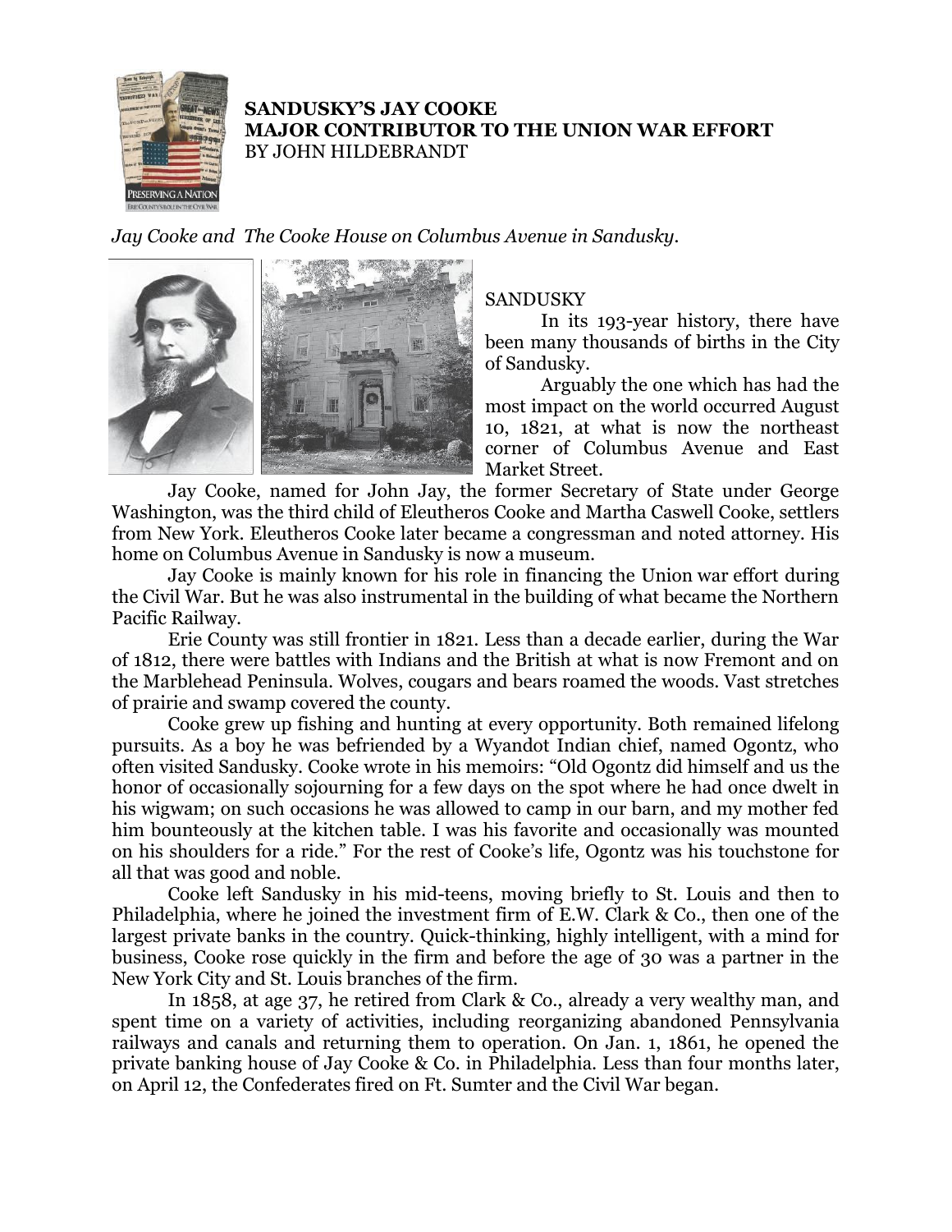# SANDUSKY'S JAY COOKE
# MAJOR CONTRIBUTOR TO THE UNION WAR EFFORT
BY JOHN HILDEBRANDT

*Jay Cooke and The Cooke House on Columbus Avenue in Sandusky.*

SANDUSKY

In its 193-year history, there have been many thousands of births in the City of Sandusky.

Arguably the one which has had the most impact on the world occurred August 10, 1821, at what is now the northeast corner of Columbus Avenue and East Market Street.

Jay Cooke, named for John Jay, the former Secretary of State under George Washington, was the third child of Eleutheros Cooke and Martha Caswell Cooke, settlers from New York. Eleutheros Cooke later became a congressman and noted attorney. His home on Columbus Avenue in Sandusky is now a museum.

Jay Cooke is mainly known for his role in financing the Union war effort during the Civil War. But he was also instrumental in the building of what became the Northern Pacific Railway.

Erie County was still frontier in 1821. Less than a decade earlier, during the War of 1812, there were battles with Indians and the British at what is now Fremont and on the Marblehead Peninsula. Wolves, cougars and bears roamed the woods. Vast stretches of prairie and swamp covered the county.

Cooke grew up fishing and hunting at every opportunity. Both remained lifelong pursuits. As a boy he was befriended by a Wyandot Indian chief, named Ogontz, who often visited Sandusky. Cooke wrote in his memoirs: "Old Ogontz did himself and us the honor of occasionally sojourning for a few days on the spot where he had once dwelt in his wigwam; on such occasions he was allowed to camp in our barn, and my mother fed him bounteously at the kitchen table. I was his favorite and occasionally was mounted on his shoulders for a ride." For the rest of Cooke's life, Ogontz was his touchstone for all that was good and noble.

Cooke left Sandusky in his mid-teens, moving briefly to St. Louis and then to Philadelphia, where he joined the investment firm of E.W. Clark & Co., then one of the largest private banks in the country. Quick-thinking, highly intelligent, with a mind for business, Cooke rose quickly in the firm and before the age of 30 was a partner in the New York City and St. Louis branches of the firm.

In 1858, at age 37, he retired from Clark & Co., already a very wealthy man, and spent time on a variety of activities, including reorganizing abandoned Pennsylvania railways and canals and returning them to operation. On Jan. 1, 1861, he opened the private banking house of Jay Cooke & Co. in Philadelphia. Less than four months later, on April 12, the Confederates fired on Ft. Sumter and the Civil War began.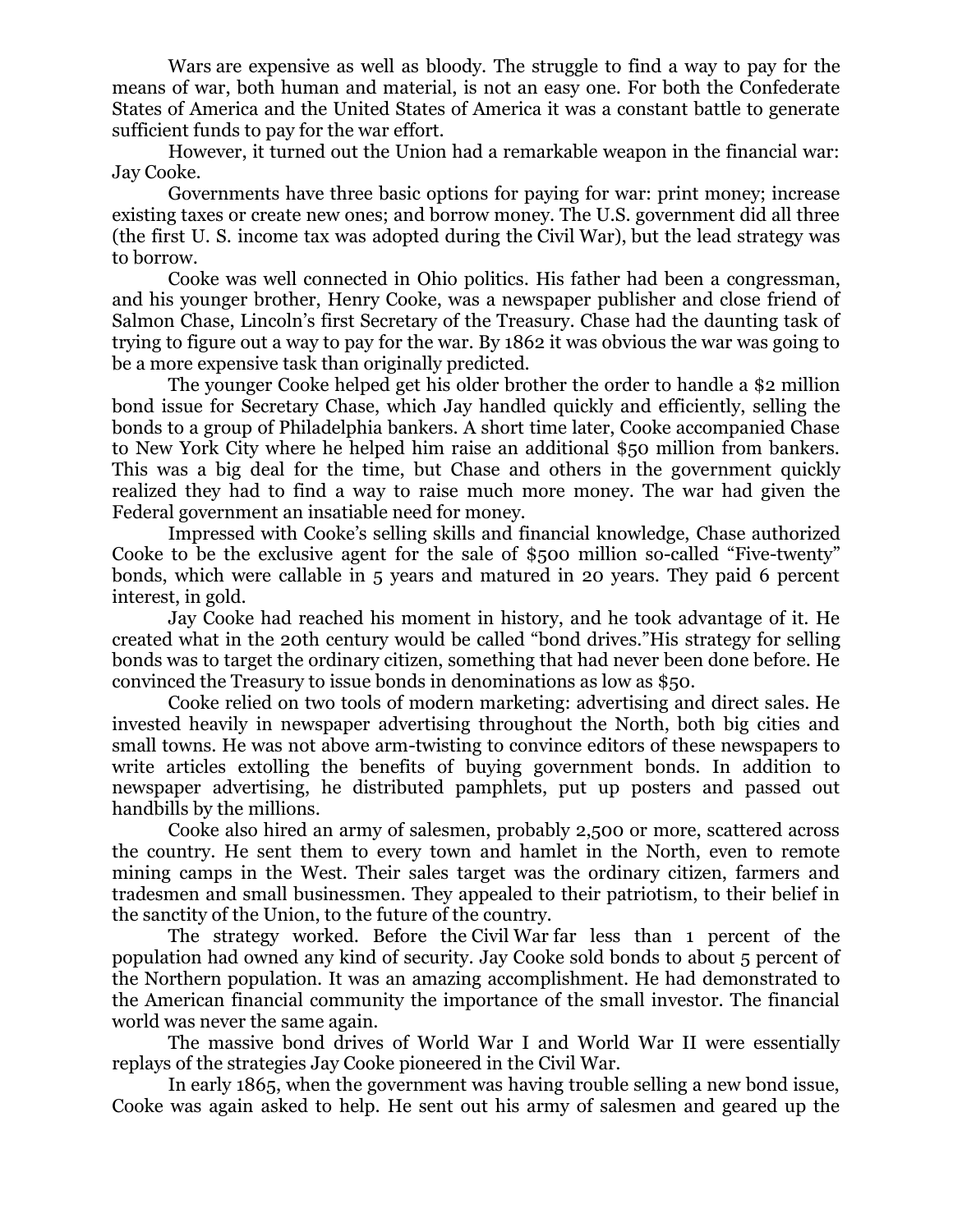Wars are expensive as well as bloody. The struggle to find a way to pay for the means of war, both human and material, is not an easy one. For both the Confederate States of America and the United States of America it was a constant battle to generate sufficient funds to pay for the war effort.

However, it turned out the Union had a remarkable weapon in the financial war: Jay Cooke.

Governments have three basic options for paying for war: print money; increase existing taxes or create new ones; and borrow money. The U.S. government did all three (the first U. S. income tax was adopted during the Civil War), but the lead strategy was to borrow.

Cooke was well connected in Ohio politics. His father had been a congressman, and his younger brother, Henry Cooke, was a newspaper publisher and close friend of Salmon Chase, Lincoln's first Secretary of the Treasury. Chase had the daunting task of trying to figure out a way to pay for the war. By 1862 it was obvious the war was going to be a more expensive task than originally predicted.

The younger Cooke helped get his older brother the order to handle a $2 million bond issue for Secretary Chase, which Jay handled quickly and efficiently, selling the bonds to a group of Philadelphia bankers. A short time later, Cooke accompanied Chase to New York City where he helped him raise an additional $50 million from bankers. This was a big deal for the time, but Chase and others in the government quickly realized they had to find a way to raise much more money. The war had given the Federal government an insatiable need for money.

Impressed with Cooke's selling skills and financial knowledge, Chase authorized Cooke to be the exclusive agent for the sale of $500 million so-called "Five-twenty" bonds, which were callable in 5 years and matured in 20 years. They paid 6 percent interest, in gold.

Jay Cooke had reached his moment in history, and he took advantage of it. He created what in the 20th century would be called "bond drives."His strategy for selling bonds was to target the ordinary citizen, something that had never been done before. He convinced the Treasury to issue bonds in denominations as low as $50.

Cooke relied on two tools of modern marketing: advertising and direct sales. He invested heavily in newspaper advertising throughout the North, both big cities and small towns. He was not above arm-twisting to convince editors of these newspapers to write articles extolling the benefits of buying government bonds. In addition to newspaper advertising, he distributed pamphlets, put up posters and passed out handbills by the millions.

Cooke also hired an army of salesmen, probably 2,500 or more, scattered across the country. He sent them to every town and hamlet in the North, even to remote mining camps in the West. Their sales target was the ordinary citizen, farmers and tradesmen and small businessmen. They appealed to their patriotism, to their belief in the sanctity of the Union, to the future of the country.

The strategy worked. Before the Civil War far less than 1 percent of the population had owned any kind of security. Jay Cooke sold bonds to about 5 percent of the Northern population. It was an amazing accomplishment. He had demonstrated to the American financial community the importance of the small investor. The financial world was never the same again.

The massive bond drives of World War I and World War II were essentially replays of the strategies Jay Cooke pioneered in the Civil War.

In early 1865, when the government was having trouble selling a new bond issue, Cooke was again asked to help. He sent out his army of salesmen and geared up the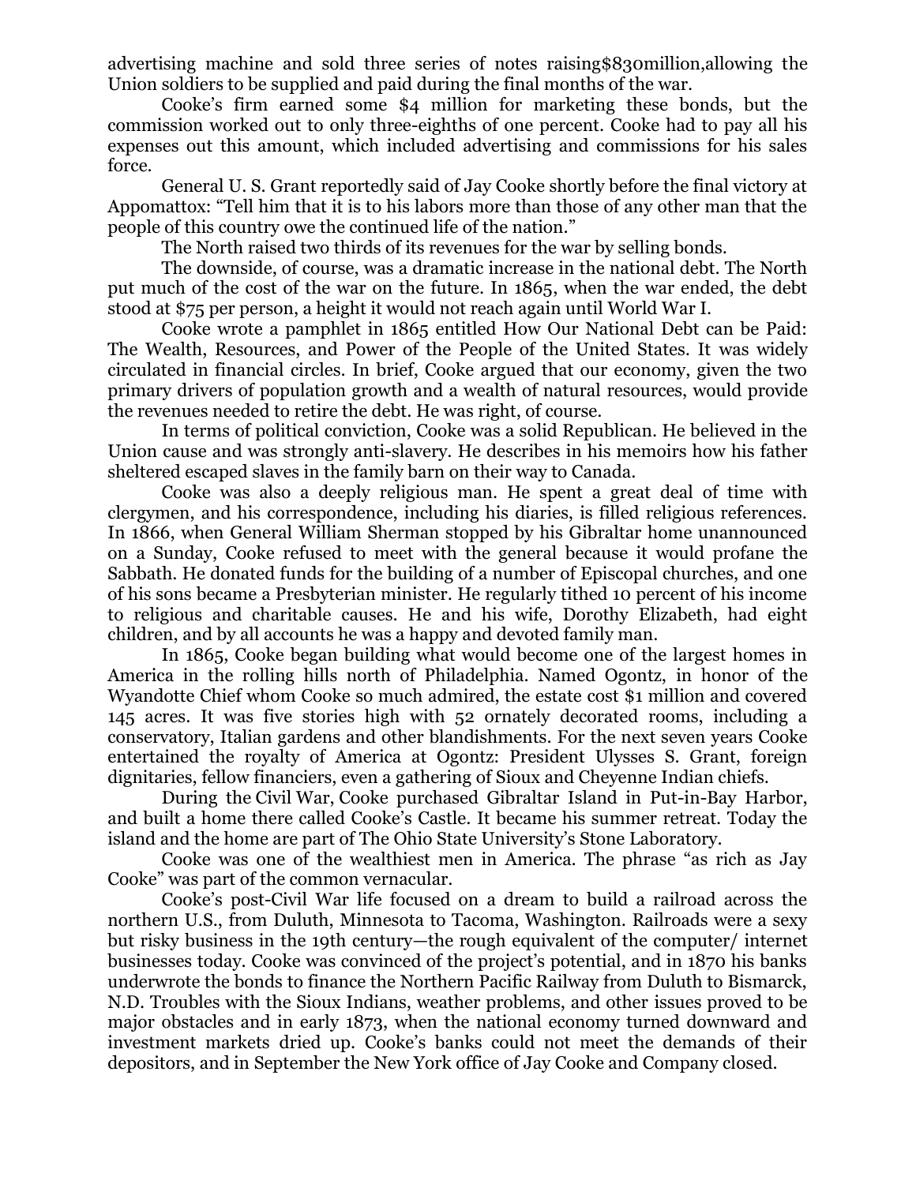advertising machine and sold three series of notes raising$830million,allowing the Union soldiers to be supplied and paid during the final months of the war.

Cooke's firm earned some $4 million for marketing these bonds, but the commission worked out to only three-eighths of one percent. Cooke had to pay all his expenses out this amount, which included advertising and commissions for his sales force.

General U. S. Grant reportedly said of Jay Cooke shortly before the final victory at Appomattox: "Tell him that it is to his labors more than those of any other man that the people of this country owe the continued life of the nation."

The North raised two thirds of its revenues for the war by selling bonds.

The downside, of course, was a dramatic increase in the national debt. The North put much of the cost of the war on the future. In 1865, when the war ended, the debt stood at $75 per person, a height it would not reach again until World War I.

Cooke wrote a pamphlet in 1865 entitled How Our National Debt can be Paid: The Wealth, Resources, and Power of the People of the United States. It was widely circulated in financial circles. In brief, Cooke argued that our economy, given the two primary drivers of population growth and a wealth of natural resources, would provide the revenues needed to retire the debt. He was right, of course.

In terms of political conviction, Cooke was a solid Republican. He believed in the Union cause and was strongly anti-slavery. He describes in his memoirs how his father sheltered escaped slaves in the family barn on their way to Canada.

Cooke was also a deeply religious man. He spent a great deal of time with clergymen, and his correspondence, including his diaries, is filled religious references. In 1866, when General William Sherman stopped by his Gibraltar home unannounced on a Sunday, Cooke refused to meet with the general because it would profane the Sabbath. He donated funds for the building of a number of Episcopal churches, and one of his sons became a Presbyterian minister. He regularly tithed 10 percent of his income to religious and charitable causes. He and his wife, Dorothy Elizabeth, had eight children, and by all accounts he was a happy and devoted family man.

In 1865, Cooke began building what would become one of the largest homes in America in the rolling hills north of Philadelphia. Named Ogontz, in honor of the Wyandotte Chief whom Cooke so much admired, the estate cost $1 million and covered 145 acres. It was five stories high with 52 ornately decorated rooms, including a conservatory, Italian gardens and other blandishments. For the next seven years Cooke entertained the royalty of America at Ogontz: President Ulysses S. Grant, foreign dignitaries, fellow financiers, even a gathering of Sioux and Cheyenne Indian chiefs.

During the Civil War, Cooke purchased Gibraltar Island in Put-in-Bay Harbor, and built a home there called Cooke's Castle. It became his summer retreat. Today the island and the home are part of The Ohio State University's Stone Laboratory.

Cooke was one of the wealthiest men in America. The phrase "as rich as Jay Cooke" was part of the common vernacular.

Cooke's post-Civil War life focused on a dream to build a railroad across the northern U.S., from Duluth, Minnesota to Tacoma, Washington. Railroads were a sexy but risky business in the 19th century—the rough equivalent of the computer/ internet businesses today. Cooke was convinced of the project's potential, and in 1870 his banks underwrote the bonds to finance the Northern Pacific Railway from Duluth to Bismarck, N.D. Troubles with the Sioux Indians, weather problems, and other issues proved to be major obstacles and in early 1873, when the national economy turned downward and investment markets dried up. Cooke's banks could not meet the demands of their depositors, and in September the New York office of Jay Cooke and Company closed.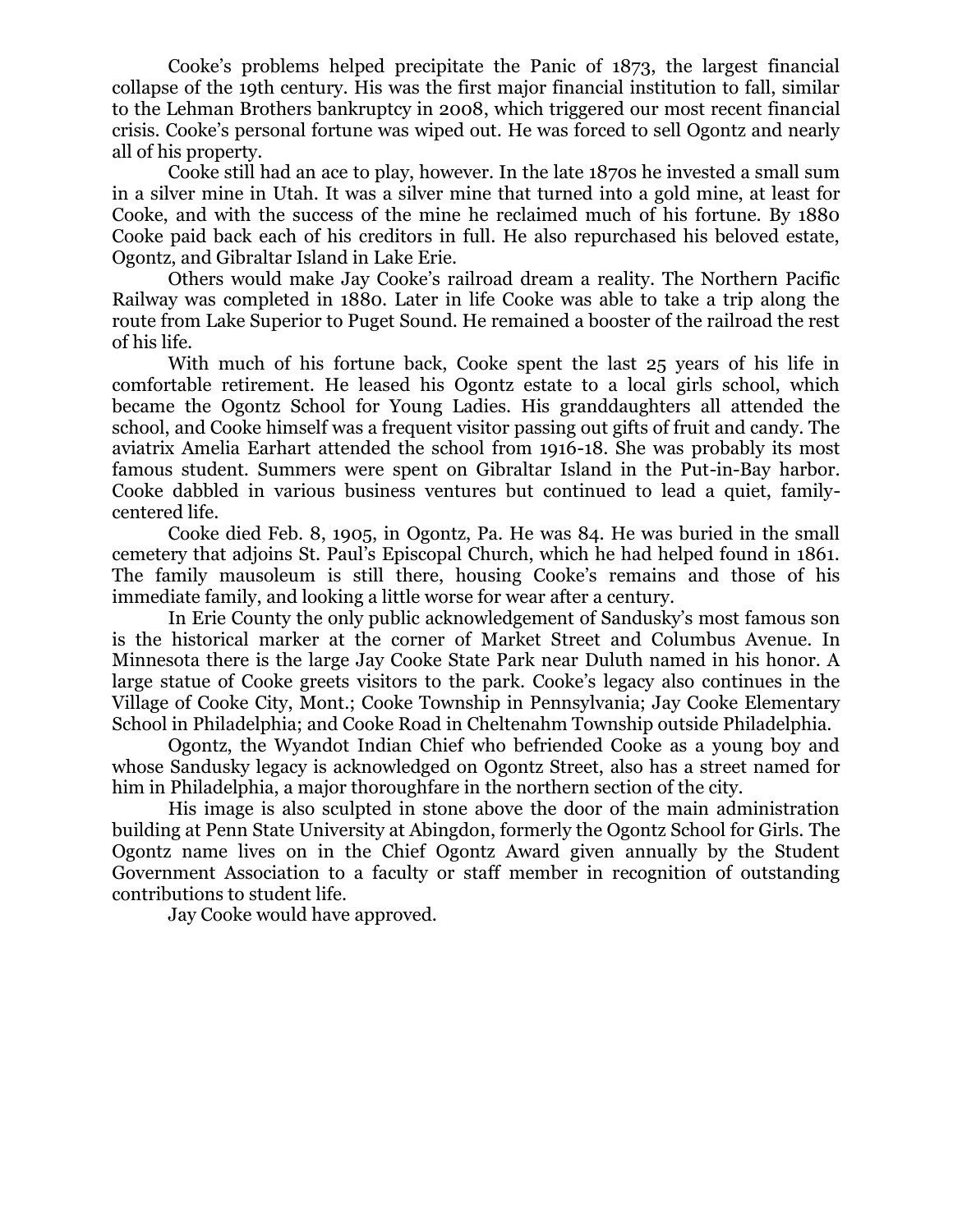Cooke's problems helped precipitate the Panic of 1873, the largest financial collapse of the 19th century. His was the first major financial institution to fall, similar to the Lehman Brothers bankruptcy in 2008, which triggered our most recent financial crisis. Cooke's personal fortune was wiped out. He was forced to sell Ogontz and nearly all of his property.

Cooke still had an ace to play, however. In the late 1870s he invested a small sum in a silver mine in Utah. It was a silver mine that turned into a gold mine, at least for Cooke, and with the success of the mine he reclaimed much of his fortune. By 1880 Cooke paid back each of his creditors in full. He also repurchased his beloved estate, Ogontz, and Gibraltar Island in Lake Erie.

Others would make Jay Cooke's railroad dream a reality. The Northern Pacific Railway was completed in 1880. Later in life Cooke was able to take a trip along the route from Lake Superior to Puget Sound. He remained a booster of the railroad the rest of his life.

With much of his fortune back, Cooke spent the last 25 years of his life in comfortable retirement. He leased his Ogontz estate to a local girls school, which became the Ogontz School for Young Ladies. His granddaughters all attended the school, and Cooke himself was a frequent visitor passing out gifts of fruit and candy. The aviatrix Amelia Earhart attended the school from 1916-18. She was probably its most famous student. Summers were spent on Gibraltar Island in the Put-in-Bay harbor. Cooke dabbled in various business ventures but continued to lead a quiet, family-centered life.

Cooke died Feb. 8, 1905, in Ogontz, Pa. He was 84. He was buried in the small cemetery that adjoins St. Paul's Episcopal Church, which he had helped found in 1861. The family mausoleum is still there, housing Cooke's remains and those of his immediate family, and looking a little worse for wear after a century.

In Erie County the only public acknowledgement of Sandusky's most famous son is the historical marker at the corner of Market Street and Columbus Avenue. In Minnesota there is the large Jay Cooke State Park near Duluth named in his honor. A large statue of Cooke greets visitors to the park. Cooke's legacy also continues in the Village of Cooke City, Mont.; Cooke Township in Pennsylvania; Jay Cooke Elementary School in Philadelphia; and Cooke Road in Cheltenahm Township outside Philadelphia.

Ogontz, the Wyandot Indian Chief who befriended Cooke as a young boy and whose Sandusky legacy is acknowledged on Ogontz Street, also has a street named for him in Philadelphia, a major thoroughfare in the northern section of the city.

His image is also sculpted in stone above the door of the main administration building at Penn State University at Abingdon, formerly the Ogontz School for Girls. The Ogontz name lives on in the Chief Ogontz Award given annually by the Student Government Association to a faculty or staff member in recognition of outstanding contributions to student life.

Jay Cooke would have approved.